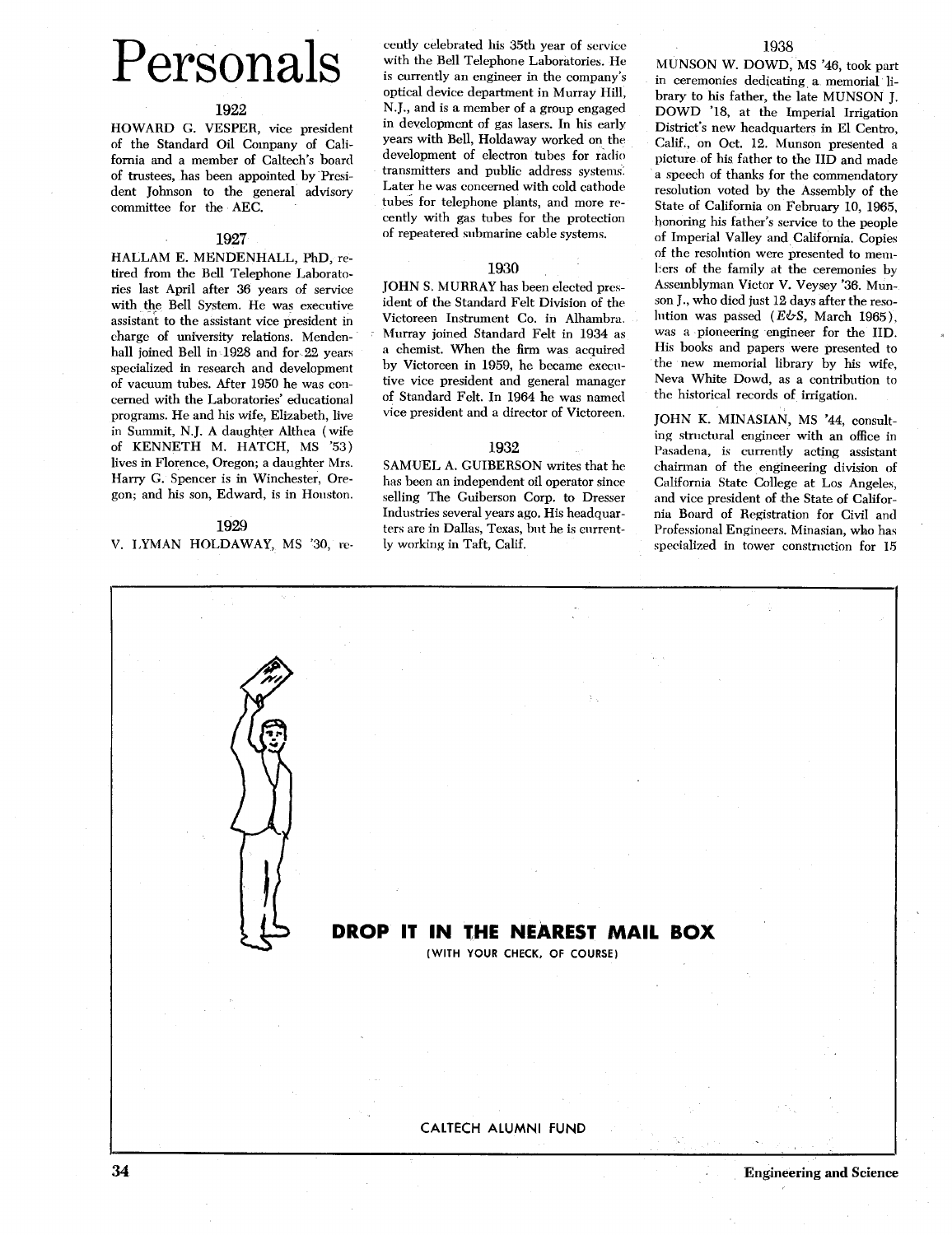# Personals

## 1922

HOWARD G. VESPER, vice president of the Standard Oil Company of California and a member of Caltech's board of trustees, has been appointed by President Johnson to the general advisory committee for the AEC.

## 1927

HALLAM E. MENDENHALL, PhD, retired from the Bell Telephone Laboratories last April after 36 years of service with the Bell System. He was executive assistant to the assistant vice president in charge of university relations. Mendenhall joined Bell in 1928 and for 22 years specialized in research and development of vacuum tubes. After 1950 he was concerned with the Laboratories' educational programs. He and his wife, Elizabeth, live in Summit, N.J. A daughter Althea (wife of KENNETH M. HATCH, MS '53) lives in Florence, Oregon; a daughter Mrs. Harry G. Spencer is in Winchester, Oregon; and his son, Edward, is in Houston.

## 1929

V. LYMAN HOLDAWAY, MS '30, recently celebrated his 35th year of service with the Bell Telephone Laboratories. He is currently an engineer in the company's optical device department in Murray Hill, N.J., and is a member of a group engaged in development of gas lasers. In his early years with Bell, Holdaway worked on the development of electron tubes for radio transmitters and public address systems. Later he was concerned with cold cathode tubes for telephone plants, and more recently with gas tubes for the protection of repeatered submarine cable systems.

## 1930

JOHN S. MURRAY has been elected president of the Standard Felt Division of the Victoreen Instrument Co. in Alhambra. Murray joined Standard Felt in 1934 as a chemist. When the firm was acquired by Victoreen in 1959, he became executive vice president and general manager of Standard Felt. In 1964 he was named vice president and a director of Victoreen.

## 1932

SAMUEL A. GUIBERSON writes that he has been an independent oil operator since selling The Guiberson Corp. to Dresser Industries several years ago. His headquarters are in Dallas, Texas, but he is currently working in Taft, Calif.

## 1938

MUNSON W. DOWD, MS '46, took part in ceremonies dedicating a memorial library to his father, the late MUNSON J. DOWD '18, at the Imperial Irrigation District's new headquarters in El Centro, Calif., on Oct. 12. Munson presented a picture of his father to the IID and made a speech of thanks for the commendatory resolution voted by the Assembly of the State of California on February 10, 1965, honoring his father's service to the people of Imperial Valley and California. Copies of the resolution were presented to members of the family at the ceremonies by Assemblyman Victor V. Veysey '36. Munson J., who died just 12 days after the resolution was passed (*E&S*, March 1965), was a pioneering engineer for the IID. His books and papers were presented to the new memorial library by his wife, Neva White Dowd, as a contribution to the historical records of irrigation.

JOHN K. MINASIAN, MS '44, consulting structural engineer with an office in Pasadena, is currently acting assistant chairman of the engineering division of California State College at Los Angeles, and vice president of the State of California Board of Registration for Civil and Professional Engineers. Minasian, who has specialized in tower construction for 15

---

**DROP IT IN THE NEAREST MAIL BOX**

(WITH YOUR CHECK, OF COURSE)

CALTECH ALUMNI FUND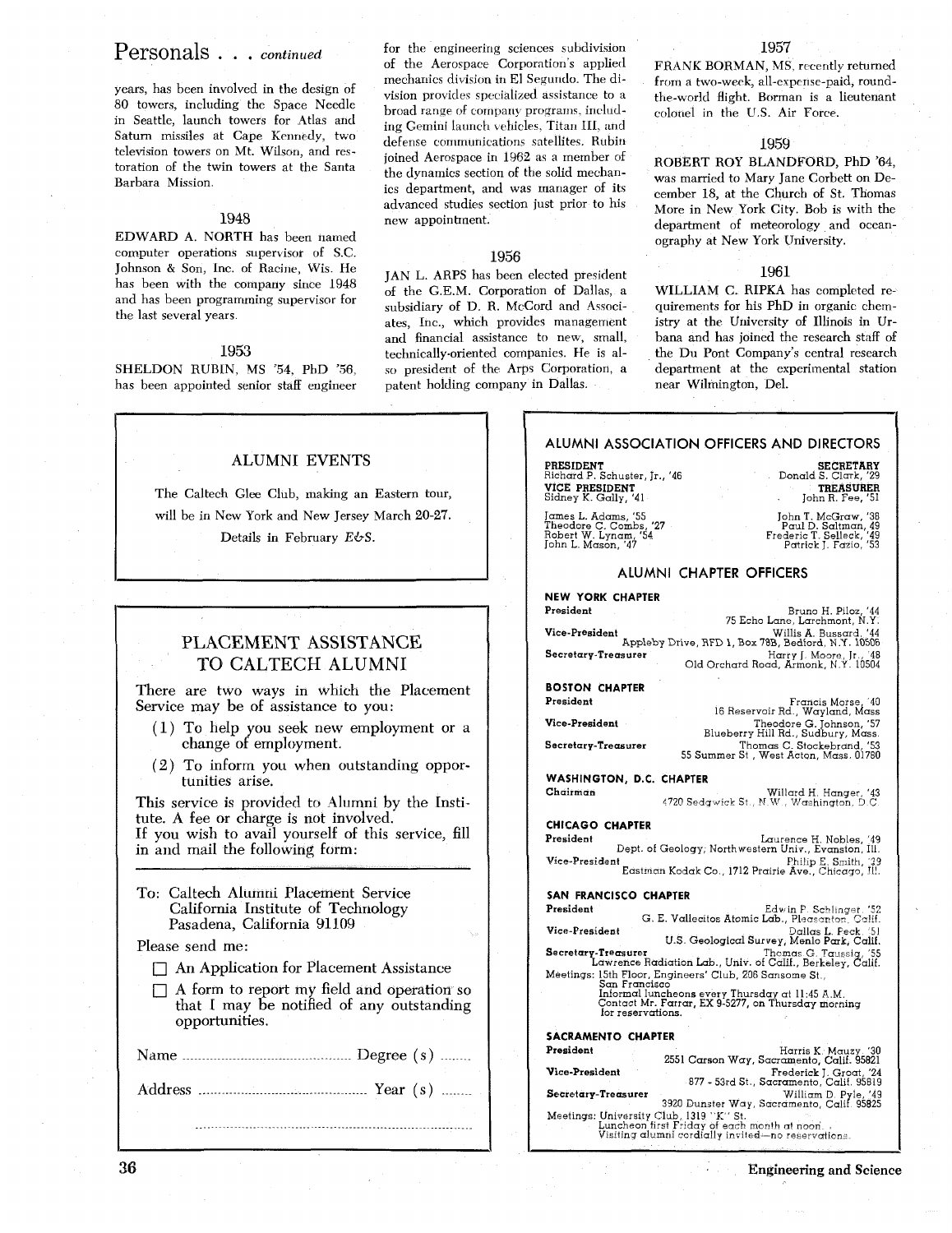# Personals . . . *continued*

years, has been involved in the design of 80 towers, including the Space Needle in Seattle, launch towers for Atlas and Saturn missiles at Cape Kennedy, two television towers on Mt. Wilson, and restoration of the twin towers at the Santa Barbara Mission.

### 1948

EDWARD A. NORTH has been named computer operations supervisor of S.C. Johnson & Son, Inc. of Racine, Wis. He has been with the company since 1948 and has been programming supervisor for the last several years.

### 1953

SHELDON RUBIN, MS '54, PhD '56, has been appointed senior staff engineer for the engineering sciences subdivision of the Aerospace Corporation's applied mechanics division in El Segundo. The division provides specialized assistance to a broad range of company programs, including Gemini launch vehicles, Titan III, and defense communications satellites. Rubin joined Aerospace in 1962 as a member of the dynamics section of the solid mechanics department, and was manager of its advanced studies section just prior to his new appointment.

### 1956

JAN L. ARPS has been elected president of the G.E.M. Corporation of Dallas, a subsidiary of D. R. McCord and Associates, Inc., which provides management and financial assistance to new, small, technically-oriented companies. He is also president of the Arps Corporation, a patent holding company in Dallas.

### 1957

FRANK BORMAN, MS, recently returned from a two-week, all-expense-paid, round-the-world flight. Borman is a lieutenant colonel in the U.S. Air Force.

### 1959

ROBERT ROY BLANDFORD, PhD '64, was married to Mary Jane Corbett on December 18, at the Church of St. Thomas More in New York City. Bob is with the department of meteorology and oceanography at New York University.

### 1961

WILLIAM C. RIPKA has completed requirements for his PhD in organic chemistry at the University of Illinois in Urbana and has joined the research staff of the Du Pont Company's central research department at the experimental station near Wilmington, Del.

## ALUMNI EVENTS

The Caltech Glee Club, making an Eastern tour, will be in New York and New Jersey March 20-27. Details in February *E&S*.

## PLACEMENT ASSISTANCE TO CALTECH ALUMNI

There are two ways in which the Placement Service may be of assistance to you:

(1) To help you seek new employment or a change of employment.

(2) To inform you when outstanding opportunities arise.

This service is provided to Alumni by the Institute. A fee or charge is not involved.
If you wish to avail yourself of this service, fill in and mail the following form:

To: Caltech Alumni Placement Service
California Institute of Technology
Pasadena, California 91109

Please send me:

☐ An Application for Placement Assistance

☐ A form to report my field and operation so that I may be notified of any outstanding opportunities.

Name .................................... Degree (s) ........

Address .................................... Year (s) ........

..........................................................................

## ALUMNI ASSOCIATION OFFICERS AND DIRECTORS

**PRESIDENT**
Richard P. Schuster, Jr., '46

**VICE PRESIDENT**
Sidney K. Gally, '41

**SECRETARY**
Donald S. Clark, '29

**TREASURER**
John R. Fee, '51

James L. Adams, '55
Theodore C. Combs, '27
Robert W. Lynam, '54
John L. Mason, '47

John T. McGraw, '38
Paul D. Saltman, 49
Frederic T. Selleck, '49
Patrick J. Fazio, '53

## ALUMNI CHAPTER OFFICERS

**NEW YORK CHAPTER**

**President** — Bruno H. Piloz, '44, 75 Echo Lane, Larchmont, N.Y.
**Vice-President** — Willis A. Bussard, '44, Appleby Drive, RFD 1, Box 78B, Bedford, N.Y. 10506
**Secretary-Treasurer** — Harry J. Moore, Jr., '48, Old Orchard Road, Armonk, N.Y. 10504

**BOSTON CHAPTER**

**President** — Francis Morse, '40, 16 Reservoir Rd., Wayland, Mass
**Vice-President** — Theodore G. Johnson, '57, Blueberry Hill Rd., Sudbury, Mass.
**Secretary-Treasurer** — Thomas C. Stockebrand, '53, 55 Summer St., West Acton, Mass. 01780

**WASHINGTON, D.C. CHAPTER**

**Chairman** — Willard H. Hanger, '43, 4720 Sedgwick St., N.W., Washington, D.C.

**CHICAGO CHAPTER**

**President** — Laurence H. Nobles, '49, Dept. of Geology, Northwestern Univ., Evanston, Ill.
**Vice-President** — Philip E. Smith, '39, Eastman Kodak Co., 1712 Prairie Ave., Chicago, Ill.

**SAN FRANCISCO CHAPTER**

**President** — Edwin P. Schlinger, '52, G. E. Vallecitos Atomic Lab., Pleasanton, Calif.
**Vice-President** — Dallas L. Peck, '51, U.S. Geological Survey, Menlo Park, Calif.
**Secretary-Treasurer** — Thomas G. Taussig, '55, Lawrence Radiation Lab., Univ. of Calif., Berkeley, Calif.

Meetings: 15th Floor, Engineers' Club, 206 Sansome St., San Francisco
Informal luncheons every Thursday at 11:45 A.M.
Contact Mr. Farrar, EX 9-5277, on Thursday morning for reservations.

**SACRAMENTO CHAPTER**

**President** — Harris K. Mauzy, '30, 2551 Carson Way, Sacramento, Calif. 95821
**Vice-President** — Frederick J. Groat, '24, 877 - 53rd St., Sacramento, Calif. 95819
**Secretary-Treasurer** — William D. Pyle, '49, 3920 Dunster Way, Sacramento, Calif. 95825

Meetings: University Club, 1319 "K" St.
Luncheon first Friday of each month at noon.
Visiting alumni cordially invited—no reservations.